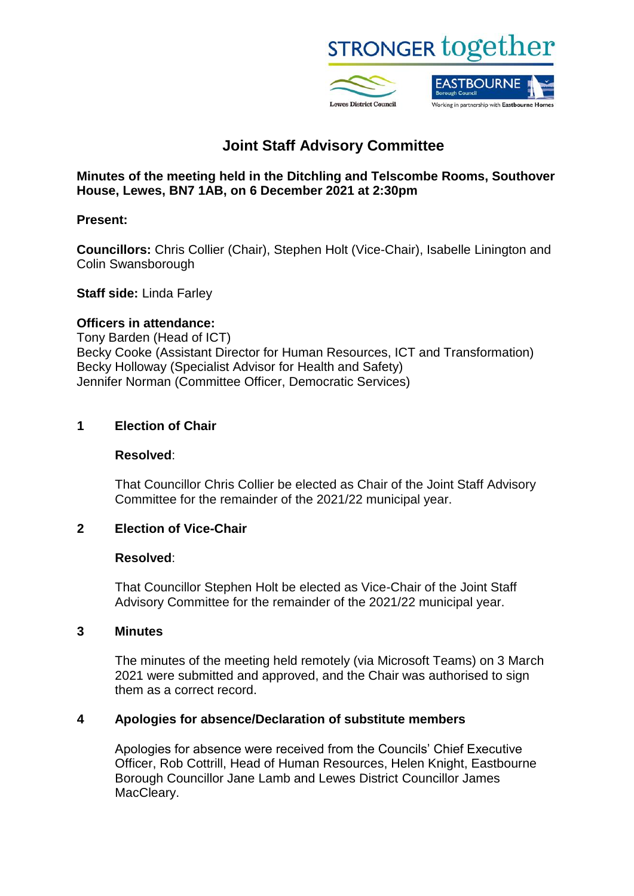# Joint Staff Advisory Committee

**Minutes of the meeting held in the Ditchling and Telscombe Rooms, Southover House, Lewes, BN7 1AB, on 6 December 2021 at 2:30pm**

**Present:**

**Councillors:** Chris Collier (Chair), Stephen Holt (Vice-Chair), Isabelle Linington and Colin Swansborough

**Staff side:** Linda Farley

**Officers in attendance:**
Tony Barden (Head of ICT)
Becky Cooke (Assistant Director for Human Resources, ICT and Transformation)
Becky Holloway (Specialist Advisor for Health and Safety)
Jennifer Norman (Committee Officer, Democratic Services)

## 1 Election of Chair

**Resolved**:

That Councillor Chris Collier be elected as Chair of the Joint Staff Advisory Committee for the remainder of the 2021/22 municipal year.

## 2 Election of Vice-Chair

**Resolved**:

That Councillor Stephen Holt be elected as Vice-Chair of the Joint Staff Advisory Committee for the remainder of the 2021/22 municipal year.

## 3 Minutes

The minutes of the meeting held remotely (via Microsoft Teams) on 3 March 2021 were submitted and approved, and the Chair was authorised to sign them as a correct record.

## 4 Apologies for absence/Declaration of substitute members

Apologies for absence were received from the Councils' Chief Executive Officer, Rob Cottrill, Head of Human Resources, Helen Knight, Eastbourne Borough Councillor Jane Lamb and Lewes District Councillor James MacCleary.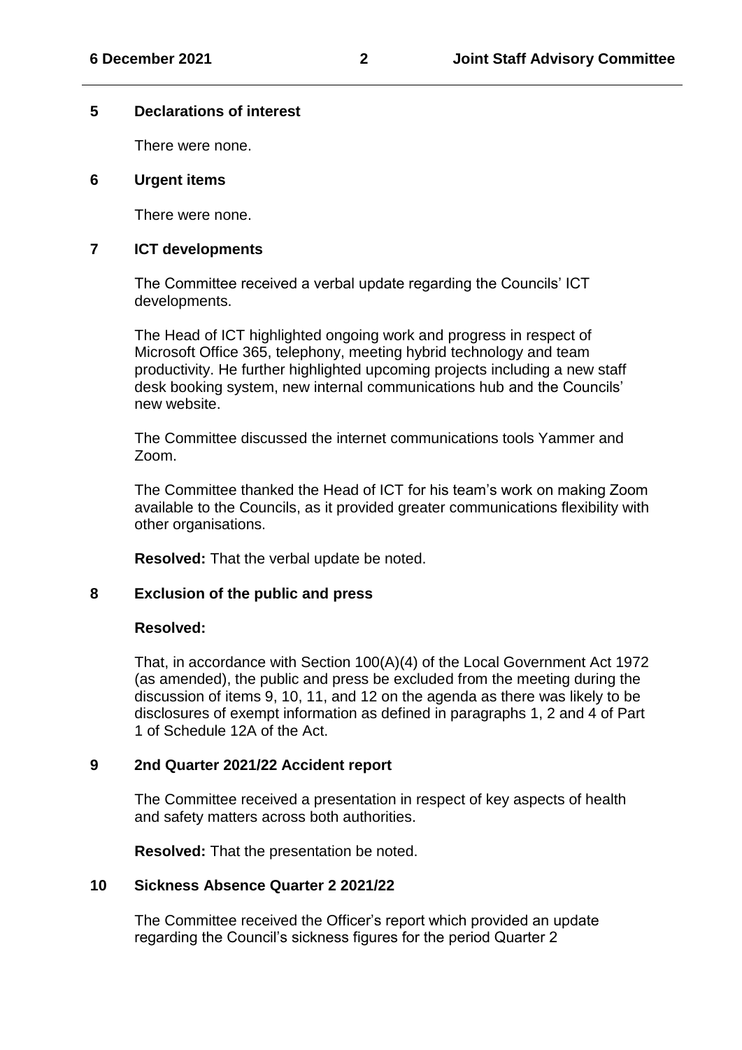## 5 Declarations of interest

There were none.

## 6 Urgent items

There were none.

## 7 ICT developments

The Committee received a verbal update regarding the Councils' ICT developments.

The Head of ICT highlighted ongoing work and progress in respect of Microsoft Office 365, telephony, meeting hybrid technology and team productivity. He further highlighted upcoming projects including a new staff desk booking system, new internal communications hub and the Councils' new website.

The Committee discussed the internet communications tools Yammer and Zoom.

The Committee thanked the Head of ICT for his team's work on making Zoom available to the Councils, as it provided greater communications flexibility with other organisations.

**Resolved:** That the verbal update be noted.

## 8 Exclusion of the public and press

**Resolved:**

That, in accordance with Section 100(A)(4) of the Local Government Act 1972 (as amended), the public and press be excluded from the meeting during the discussion of items 9, 10, 11, and 12 on the agenda as there was likely to be disclosures of exempt information as defined in paragraphs 1, 2 and 4 of Part 1 of Schedule 12A of the Act.

## 9 2nd Quarter 2021/22 Accident report

The Committee received a presentation in respect of key aspects of health and safety matters across both authorities.

**Resolved:** That the presentation be noted.

## 10 Sickness Absence Quarter 2 2021/22

The Committee received the Officer's report which provided an update regarding the Council's sickness figures for the period Quarter 2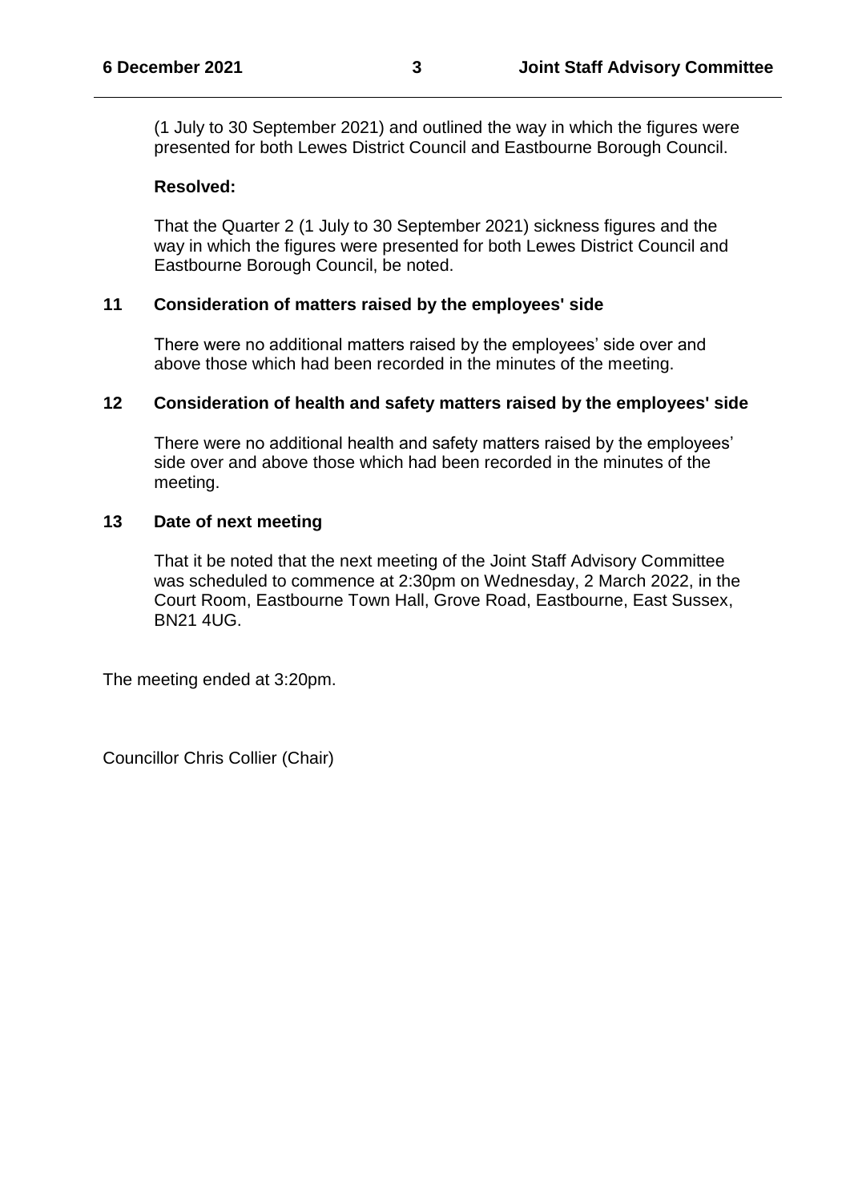(1 July to 30 September 2021) and outlined the way in which the figures were presented for both Lewes District Council and Eastbourne Borough Council.

**Resolved:**

That the Quarter 2 (1 July to 30 September 2021) sickness figures and the way in which the figures were presented for both Lewes District Council and Eastbourne Borough Council, be noted.

## 11 Consideration of matters raised by the employees' side

There were no additional matters raised by the employees' side over and above those which had been recorded in the minutes of the meeting.

## 12 Consideration of health and safety matters raised by the employees' side

There were no additional health and safety matters raised by the employees' side over and above those which had been recorded in the minutes of the meeting.

## 13 Date of next meeting

That it be noted that the next meeting of the Joint Staff Advisory Committee was scheduled to commence at 2:30pm on Wednesday, 2 March 2022, in the Court Room, Eastbourne Town Hall, Grove Road, Eastbourne, East Sussex, BN21 4UG.

The meeting ended at 3:20pm.

Councillor Chris Collier (Chair)